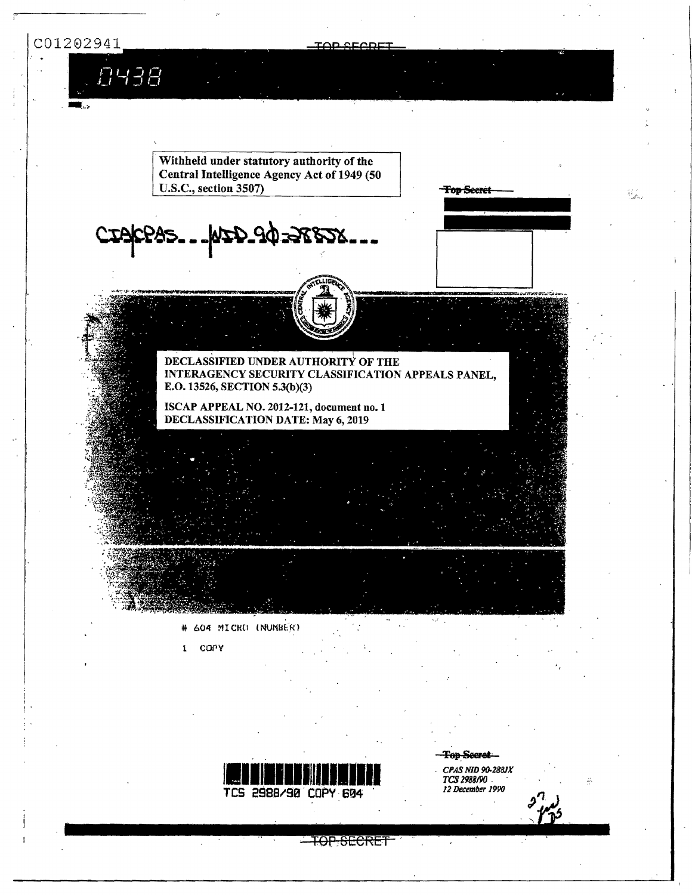C01202941

~~TOP SECRET~~

0438

Withheld under statutory authority of the Central Intelligence Agency Act of 1949 (50 U.S.C., section 3507)

~~Top Secret~~

CIA/CPAS ... NID 90-288JX ...

DECLASSIFIED UNDER AUTHORITY OF THE INTERAGENCY SECURITY CLASSIFICATION APPEALS PANEL, E.O. 13526, SECTION 5.3(b)(3)

ISCAP APPEAL NO. 2012-121, document no. 1
DECLASSIFICATION DATE: May 6, 2019

# 604 MICRO (NUMBER)

1 COPY

TCS 2988/90 COPY 604

~~Top Secret~~

*CPAS NID 90-288JX*
*TCS 2988/90*
*12 December 1990*

~~TOP SECRET~~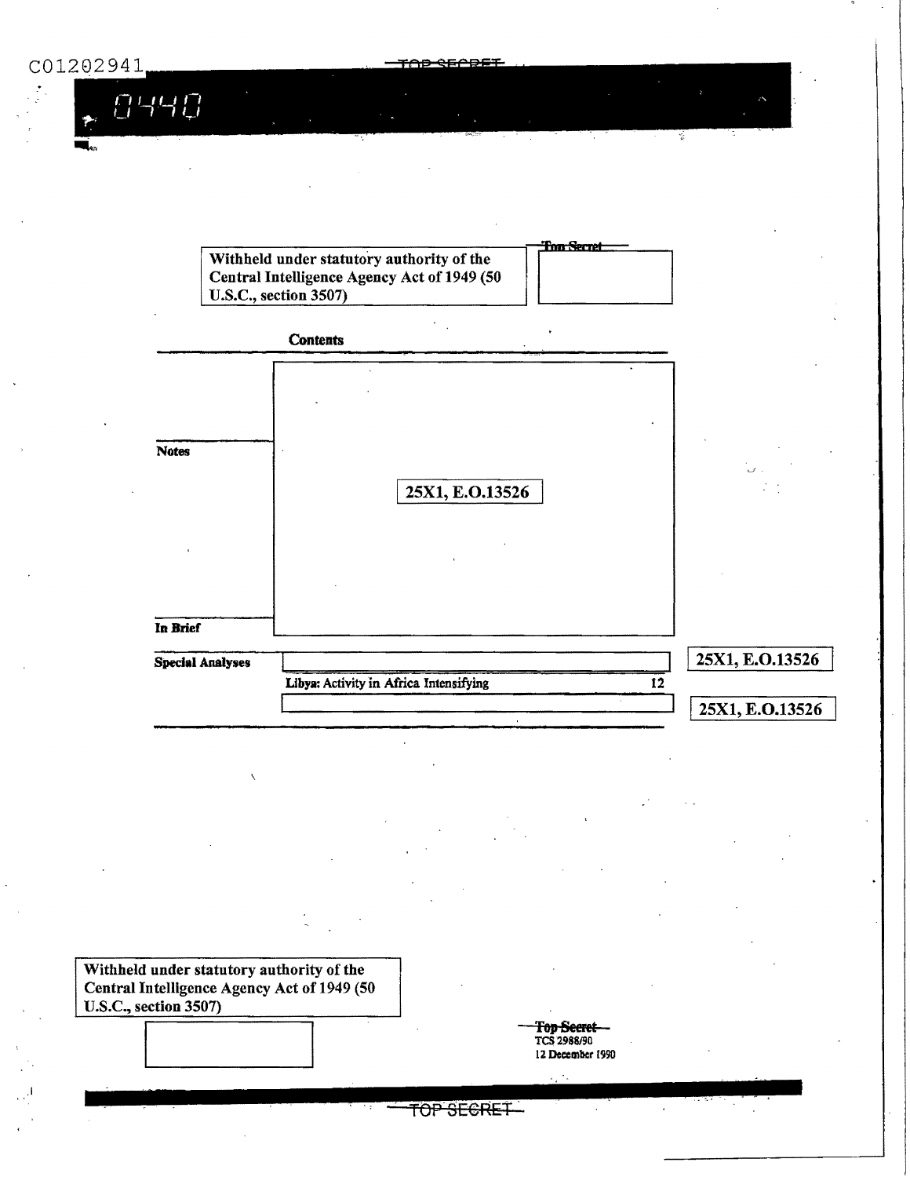C01202941

0440

Withheld under statutory authority of the Central Intelligence Agency Act of 1949 (50 U.S.C., section 3507)

~~Top Secret~~

## Contents

**Notes**

25X1, E.O.13526

**In Brief**

**Special Analyses**

25X1, E.O.13526

Libya: Activity in Africa Intensifying 12

25X1, E.O.13526

Withheld under statutory authority of the Central Intelligence Agency Act of 1949 (50 U.S.C., section 3507)

~~Top Secret~~
TCS 2988/90
12 December 1990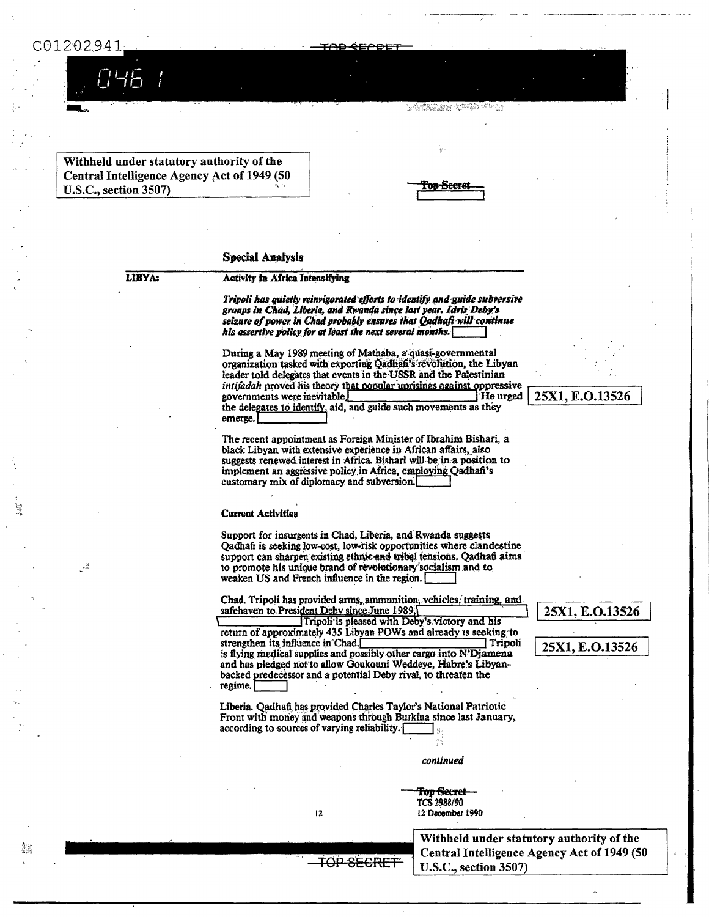Withheld under statutory authority of the Central Intelligence Agency Act of 1949 (50 U.S.C., section 3507)

Top Secret

## Special Analysis

**LIBYA:** **Activity in Africa Intensifying**

***Tripoli has quietly reinvigorated efforts to identify and guide subversive groups in Chad, Liberia, and Rwanda since last year. Idris Deby's seizure of power in Chad probably ensures that Qadhafi will continue his assertive policy for at least the next several months.***

During a May 1989 meeting of Mathaba, a quasi-governmental organization tasked with exporting Qadhafi's revolution, the Libyan leader told delegates that events in the USSR and the Palestinian *intifadah* proved his theory that popular uprisings against oppressive governments were inevitable, He urged the delegates to identify, aid, and guide such movements as they emerge.

25X1, E.O.13526

The recent appointment as Foreign Minister of Ibrahim Bishari, a black Libyan with extensive experience in African affairs, also suggests renewed interest in Africa. Bishari will be in a position to implement an aggressive policy in Africa, employing Qadhafi's customary mix of diplomacy and subversion.

### Current Activities

Support for insurgents in Chad, Liberia, and Rwanda suggests Qadhafi is seeking low-cost, low-risk opportunities where clandestine support can sharpen existing ethnic and tribal tensions. Qadhafi aims to promote his unique brand of revolutionary socialism and to weaken US and French influence in the region.

**Chad.** Tripoli has provided arms, ammunition, vehicles, training, and safehaven to President Deby since June 1989, Tripoli is pleased with Deby's victory and his return of approximately 435 Libyan POWs and already is seeking to strengthen its influence in Chad. Tripoli is flying medical supplies and possibly other cargo into N'Djamena and has pledged not to allow Goukouni Weddeye, Habre's Libyan-backed predecessor and a potential Deby rival, to threaten the regime.

25X1, E.O.13526

25X1, E.O.13526

**Liberia.** Qadhafi has provided Charles Taylor's National Patriotic Front with money and weapons through Burkina since last January, according to sources of varying reliability.

*continued*

Top Secret
TCS 2988/90
12 December 1990

Withheld under statutory authority of the Central Intelligence Agency Act of 1949 (50 U.S.C., section 3507)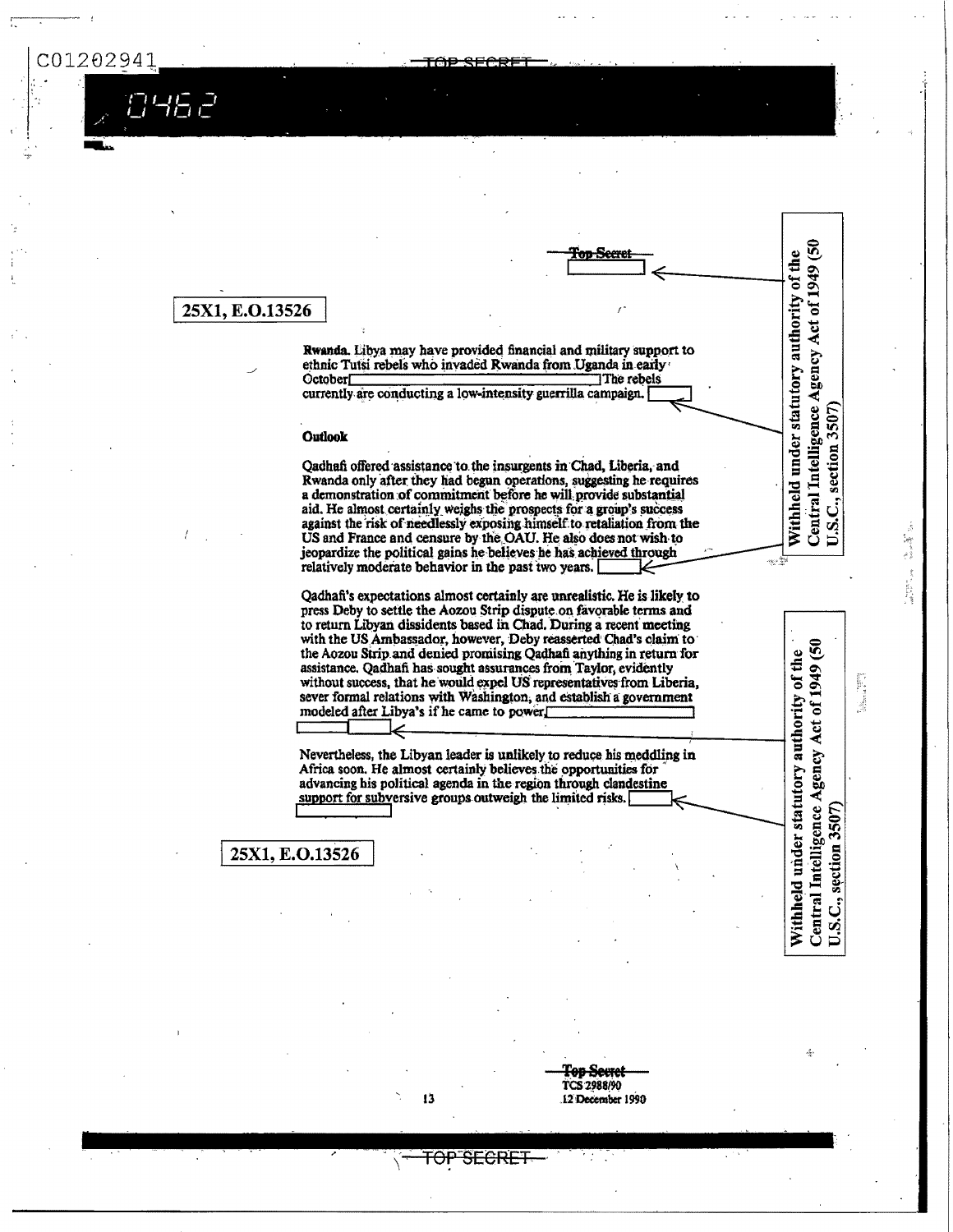Top Secret

25X1, E.O.13526

**Rwanda.** Libya may have provided financial and military support to ethnic Tutsi rebels who invaded Rwanda from Uganda in early October [ ] The rebels currently are conducting a low-intensity guerrilla campaign. [ ]

Withheld under statutory authority of the Central Intelligence Agency Act of 1949 (50 U.S.C., section 3507)

**Outlook**

Qadhafi offered assistance to the insurgents in Chad, Liberia, and Rwanda only after they had begun operations, suggesting he requires a demonstration of commitment before he will provide substantial aid. He almost certainly weighs the prospects for a group's success against the risk of needlessly exposing himself to retaliation from the US and France and censure by the OAU. He also does not wish to jeopardize the political gains he believes he has achieved through relatively moderate behavior in the past two years. [ ]

Qadhafi's expectations almost certainly are unrealistic. He is likely to press Deby to settle the Aozou Strip dispute on favorable terms and to return Libyan dissidents based in Chad. During a recent meeting with the US Ambassador, however, Deby reasserted Chad's claim to the Aozou Strip and denied promising Qadhafi anything in return for assistance. Qadhafi has sought assurances from Taylor, evidently without success, that he would expel US representatives from Liberia, sever formal relations with Washington, and establish a government modeled after Libya's if he came to power. [ ]

Nevertheless, the Libyan leader is unlikely to reduce his meddling in Africa soon. He almost certainly believes the opportunities for advancing his political agenda in the region through clandestine support for subversive groups outweigh the limited risks. [ ]

Withheld under statutory authority of the Central Intelligence Agency Act of 1949 (50 U.S.C., section 3507)

25X1, E.O.13526

Top Secret
TCS 2988/90
12 December 1990